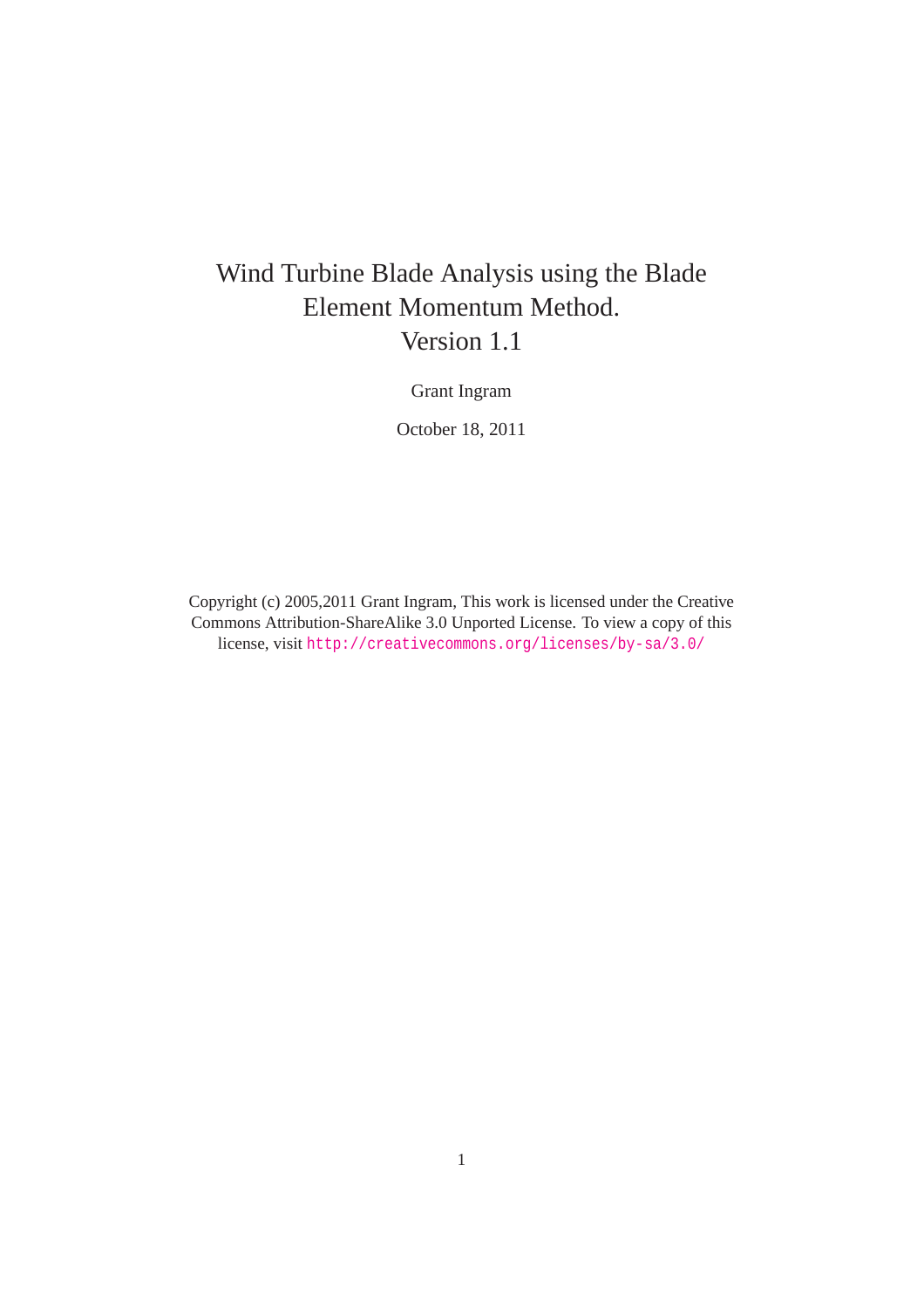# Wind Turbine Blade Analysis using the Blade Element Momentum Method. Version 1.1

Grant Ingram

October 18, 2011

Copyright (c) 2005,2011 Grant Ingram, This work is licensed under the Creative Commons Attribution-ShareAlike 3.0 Unported License. To view a copy of this license, visit http://creativecommons.org/licenses/by-sa/3.0/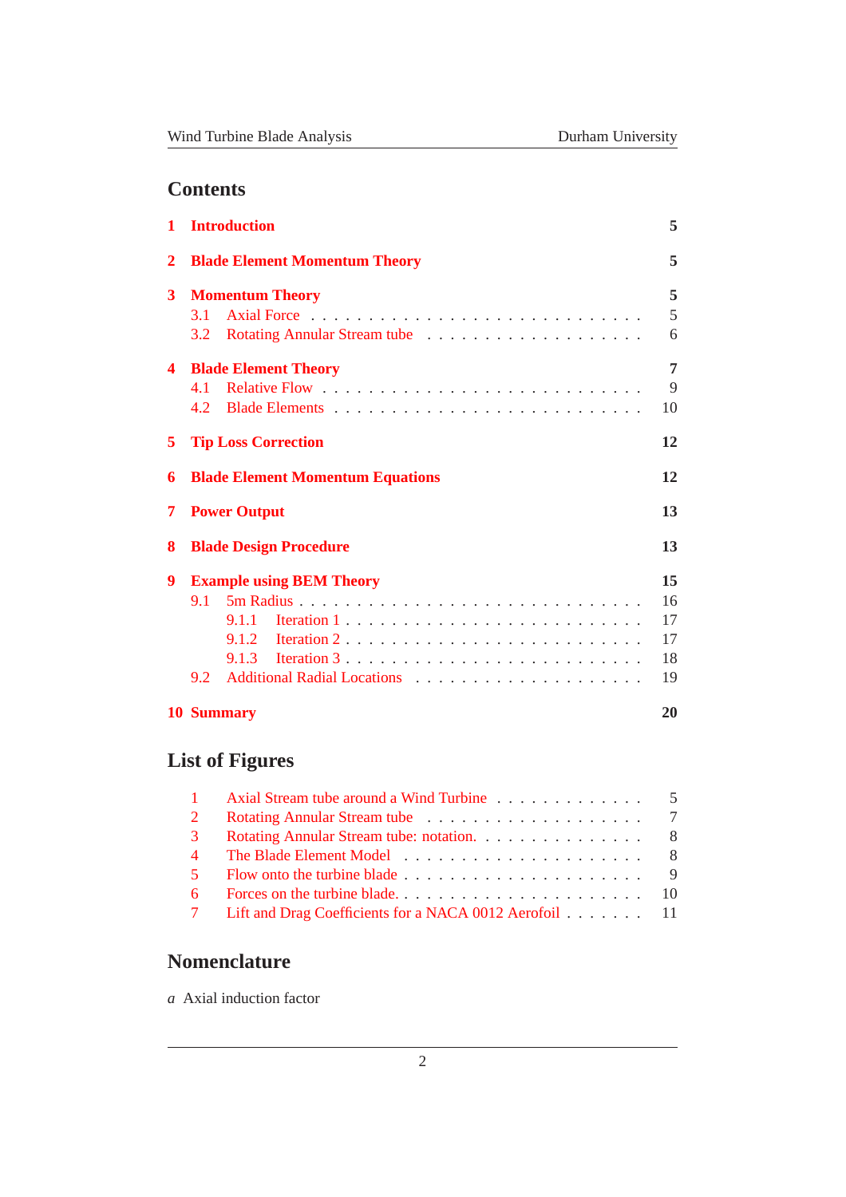## Contents

- **1 Introduction** — 5
- **2 Blade Element Momentum Theory** — 5
- **3 Momentum Theory** — 5
  - 3.1 Axial Force — 5
  - 3.2 Rotating Annular Stream tube — 6
- **4 Blade Element Theory** — 7
  - 4.1 Relative Flow — 9
  - 4.2 Blade Elements — 10
- **5 Tip Loss Correction** — 12
- **6 Blade Element Momentum Equations** — 12
- **7 Power Output** — 13
- **8 Blade Design Procedure** — 13
- **9 Example using BEM Theory** — 15
  - 9.1 5m Radius — 16
    - 9.1.1 Iteration 1 — 17
    - 9.1.2 Iteration 2 — 17
    - 9.1.3 Iteration 3 — 18
  - 9.2 Additional Radial Locations — 19
- **10 Summary** — 20

## List of Figures

1. Axial Stream tube around a Wind Turbine — 5
2. Rotating Annular Stream tube — 7
3. Rotating Annular Stream tube: notation. — 8
4. The Blade Element Model — 8
5. Flow onto the turbine blade — 9
6. Forces on the turbine blade. — 10
7. Lift and Drag Coefficients for a NACA 0012 Aerofoil — 11

## Nomenclature

$a$ Axial induction factor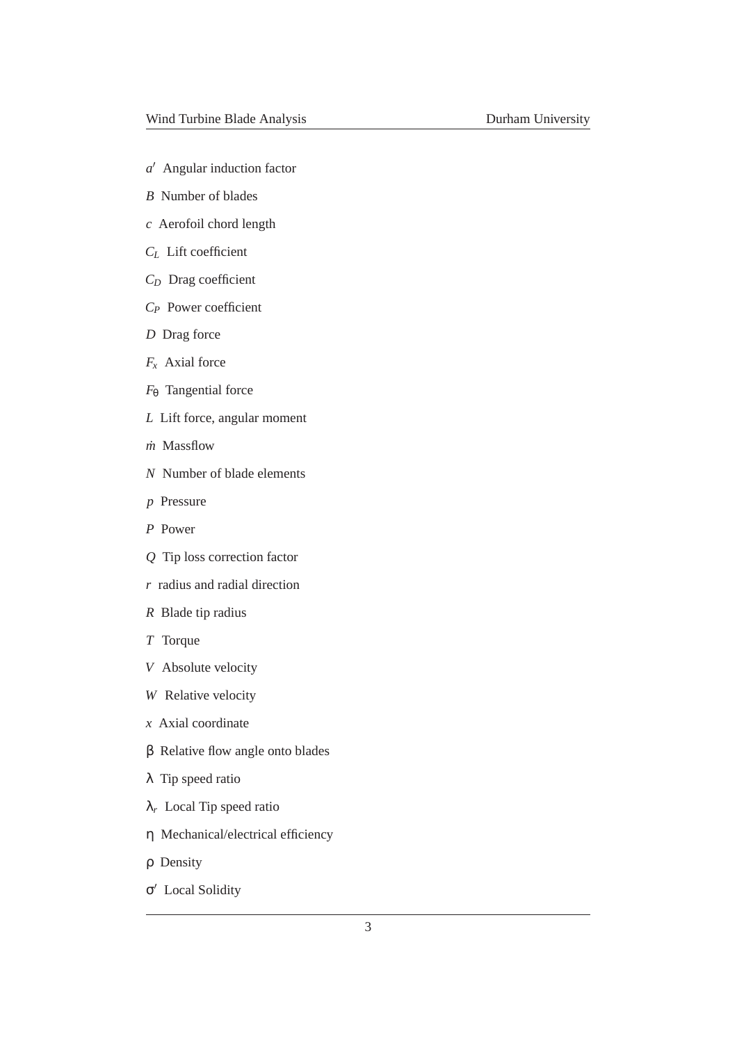$a'$ Angular induction factor

$B$ Number of blades

$c$ Aerofoil chord length

$C_L$ Lift coefficient

$C_D$ Drag coefficient

$C_P$ Power coefficient

$D$ Drag force

$F_x$ Axial force

$F_\theta$ Tangential force

$L$ Lift force, angular moment

$\dot{m}$ Massflow

$N$ Number of blade elements

$p$ Pressure

$P$ Power

$Q$ Tip loss correction factor

$r$ radius and radial direction

$R$ Blade tip radius

$T$ Torque

$V$ Absolute velocity

$W$ Relative velocity

$x$ Axial coordinate

$\beta$ Relative flow angle onto blades

$\lambda$ Tip speed ratio

$\lambda_r$ Local Tip speed ratio

$\eta$ Mechanical/electrical efficiency

$\rho$ Density

$\sigma'$ Local Solidity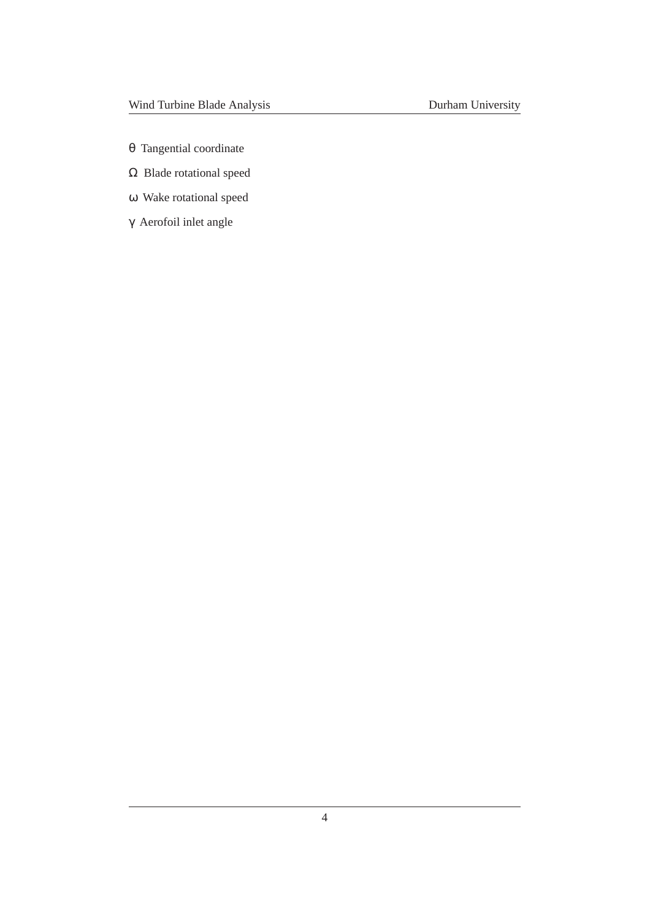$\theta$ Tangential coordinate

$\Omega$ Blade rotational speed

$\omega$ Wake rotational speed

$\gamma$ Aerofoil inlet angle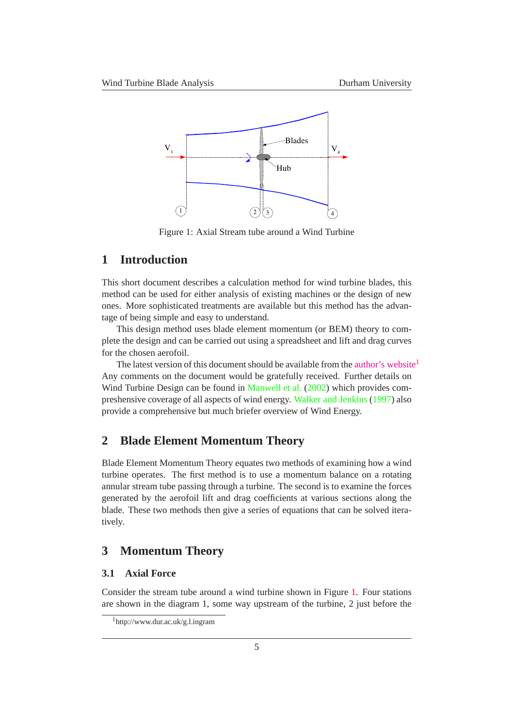Figure 1: Axial Stream tube around a Wind Turbine

# 1 Introduction

This short document describes a calculation method for wind turbine blades, this method can be used for either analysis of existing machines or the design of new ones. More sophisticated treatments are available but this method has the advantage of being simple and easy to understand.

This design method uses blade element momentum (or BEM) theory to complete the design and can be carried out using a spreadsheet and lift and drag curves for the chosen aerofoil.

The latest version of this document should be available from the author's website[1] Any comments on the document would be gratefully received. Further details on Wind Turbine Design can be found in Manwell et al. (2002) which provides compreshensive coverage of all aspects of wind energy. Walker and Jenkins (1997) also provide a comprehensive but much briefer overview of Wind Energy.

# 2 Blade Element Momentum Theory

Blade Element Momentum Theory equates two methods of examining how a wind turbine operates. The first method is to use a momentum balance on a rotating annular stream tube passing through a turbine. The second is to examine the forces generated by the aerofoil lift and drag coefficients at various sections along the blade. These two methods then give a series of equations that can be solved iteratively.

# 3 Momentum Theory

## 3.1 Axial Force

Consider the stream tube around a wind turbine shown in Figure 1. Four stations are shown in the diagram 1, some way upstream of the turbine, 2 just before the

[1] http://www.dur.ac.uk/g.l.ingram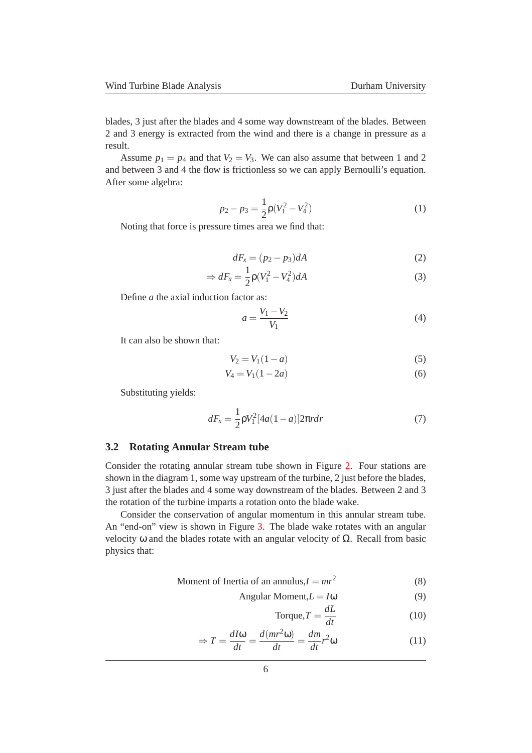blades, 3 just after the blades and 4 some way downstream of the blades. Between 2 and 3 energy is extracted from the wind and there is a change in pressure as a result.

Assume $p_1 = p_4$ and that $V_2 = V_3$. We can also assume that between 1 and 2 and between 3 and 4 the flow is frictionless so we can apply Bernoulli's equation. After some algebra:

$$p_2 - p_3 = \frac{1}{2}\rho(V_1^2 - V_4^2) \tag{1}$$

Noting that force is pressure times area we find that:

$$dF_x = (p_2 - p_3)dA \tag{2}$$

$$\Rightarrow dF_x = \frac{1}{2}\rho(V_1^2 - V_4^2)dA \tag{3}$$

Define $a$ the axial induction factor as:

$$a = \frac{V_1 - V_2}{V_1} \tag{4}$$

It can also be shown that:

$$V_2 = V_1(1-a) \tag{5}$$

$$V_4 = V_1(1-2a) \tag{6}$$

Substituting yields:

$$dF_x = \frac{1}{2}\rho V_1^2[4a(1-a)]2\pi r dr \tag{7}$$

### 3.2 Rotating Annular Stream tube

Consider the rotating annular stream tube shown in Figure 2. Four stations are shown in the diagram 1, some way upstream of the turbine, 2 just before the blades, 3 just after the blades and 4 some way downstream of the blades. Between 2 and 3 the rotation of the turbine imparts a rotation onto the blade wake.

Consider the conservation of angular momentum in this annular stream tube. An "end-on" view is shown in Figure 3. The blade wake rotates with an angular velocity $\omega$ and the blades rotate with an angular velocity of $\Omega$. Recall from basic physics that:

$$\text{Moment of Inertia of an annulus,} I = mr^2 \tag{8}$$

$$\text{Angular Moment,} L = I\omega \tag{9}$$

$$\text{Torque,} T = \frac{dL}{dt} \tag{10}$$

$$\Rightarrow T = \frac{dI\omega}{dt} = \frac{d(mr^2\omega)}{dt} = \frac{dm}{dt}r^2\omega \tag{11}$$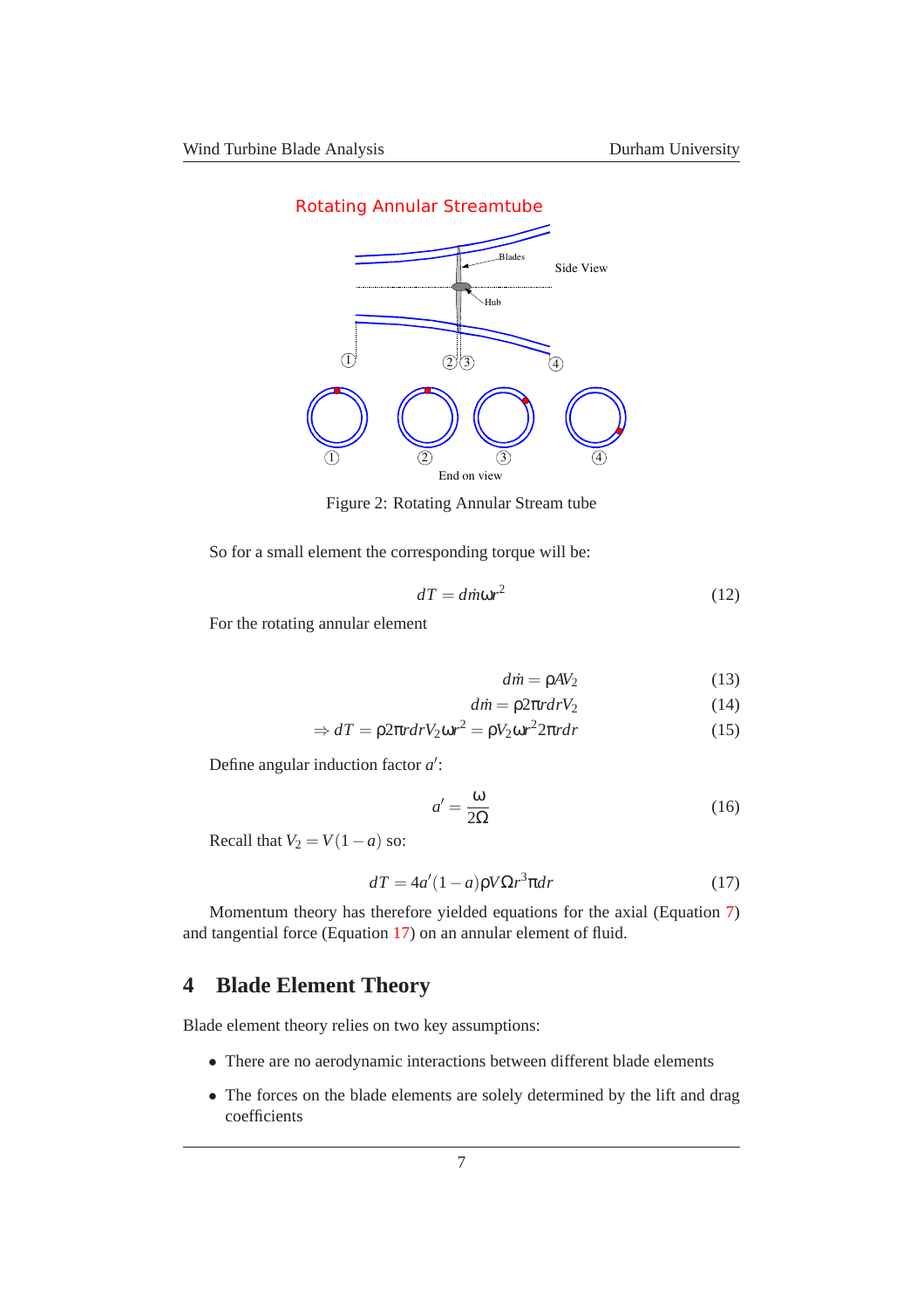Figure 2: Rotating Annular Stream tube

So for a small element the corresponding torque will be:

$$dT = d\dot{m}\omega r^2 \tag{12}$$

For the rotating annular element

$$d\dot{m} = \rho A V_2 \tag{13}$$

$$d\dot{m} = \rho 2\pi r dr V_2 \tag{14}$$

$$\Rightarrow dT = \rho 2\pi r dr V_2 \omega r^2 = \rho V_2 \omega r^2 2\pi r dr \tag{15}$$

Define angular induction factor $a'$:

$$a' = \frac{\omega}{2\Omega} \tag{16}$$

Recall that $V_2 = V(1-a)$ so:

$$dT = 4a'(1-a)\rho V \Omega r^3 \pi dr \tag{17}$$

Momentum theory has therefore yielded equations for the axial (Equation 7) and tangential force (Equation 17) on an annular element of fluid.

# 4 Blade Element Theory

Blade element theory relies on two key assumptions:

- There are no aerodynamic interactions between different blade elements
- The forces on the blade elements are solely determined by the lift and drag coefficients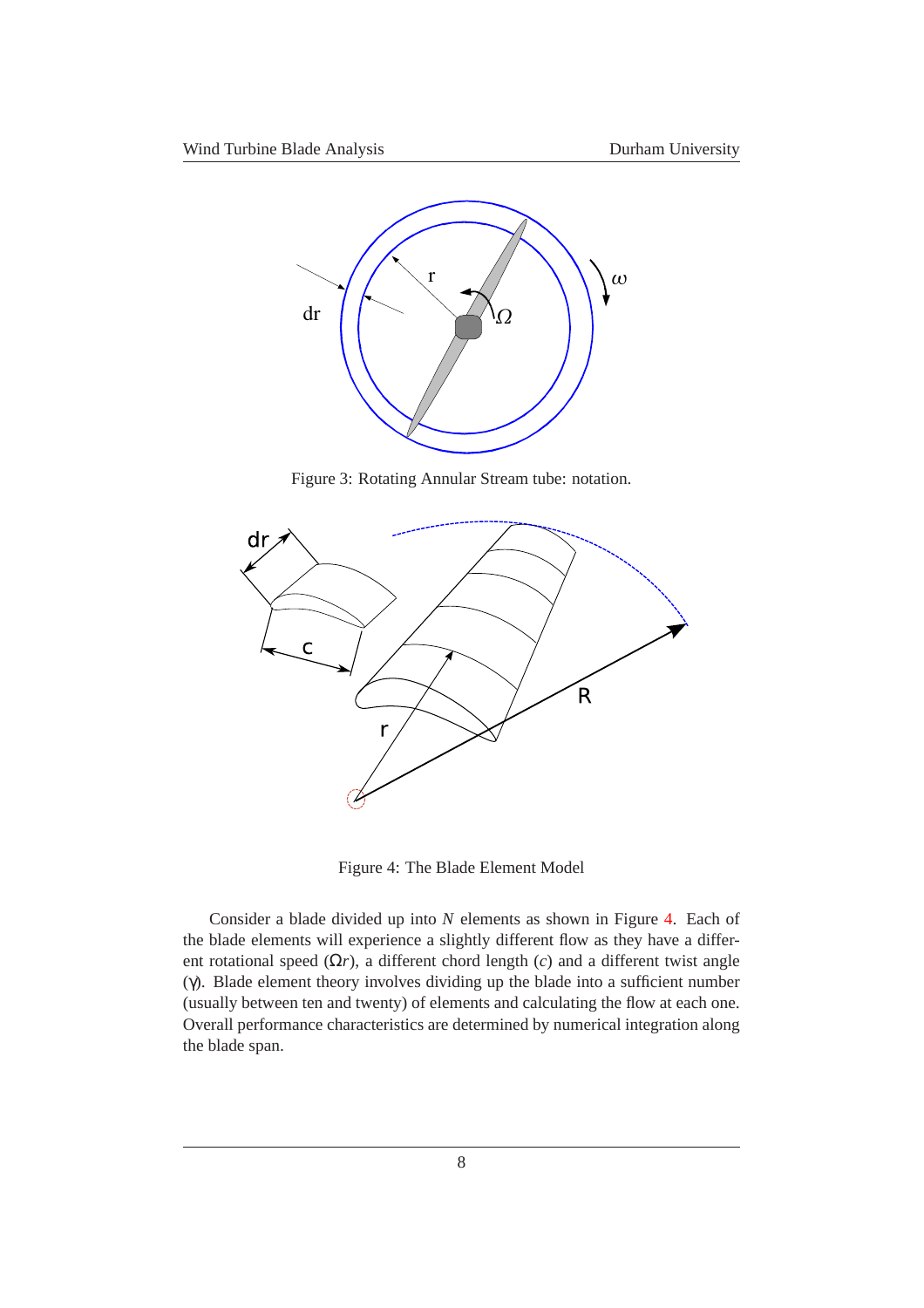Figure 3: Rotating Annular Stream tube: notation.

Figure 4: The Blade Element Model

Consider a blade divided up into $N$ elements as shown in Figure 4. Each of the blade elements will experience a slightly different flow as they have a different rotational speed ($\Omega r$), a different chord length ($c$) and a different twist angle ($\gamma$). Blade element theory involves dividing up the blade into a sufficient number (usually between ten and twenty) of elements and calculating the flow at each one. Overall performance characteristics are determined by numerical integration along the blade span.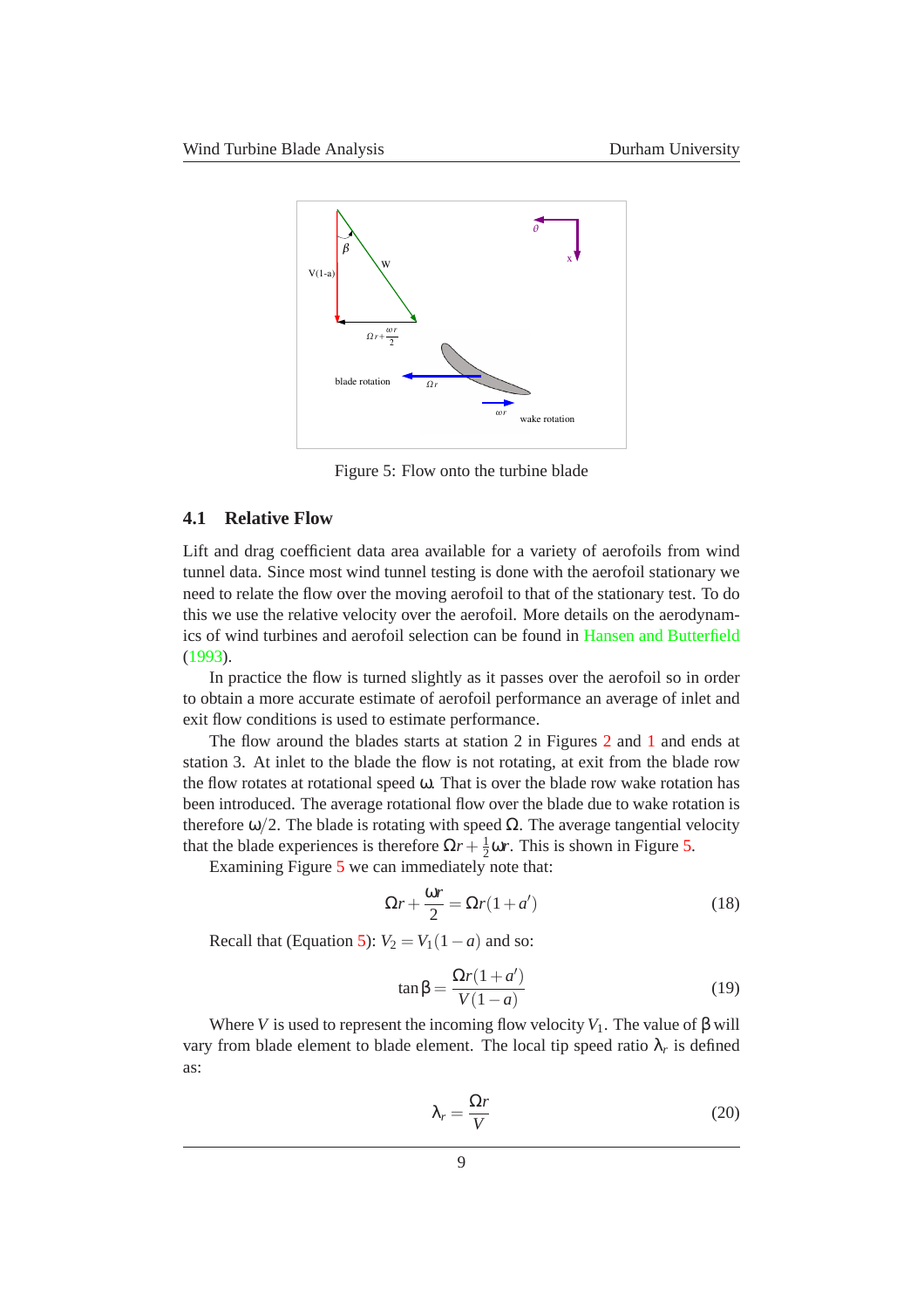Figure 5: Flow onto the turbine blade

### 4.1 Relative Flow

Lift and drag coefficient data area available for a variety of aerofoils from wind tunnel data. Since most wind tunnel testing is done with the aerofoil stationary we need to relate the flow over the moving aerofoil to that of the stationary test. To do this we use the relative velocity over the aerofoil. More details on the aerodynamics of wind turbines and aerofoil selection can be found in Hansen and Butterfield (1993).

In practice the flow is turned slightly as it passes over the aerofoil so in order to obtain a more accurate estimate of aerofoil performance an average of inlet and exit flow conditions is used to estimate performance.

The flow around the blades starts at station 2 in Figures 2 and 1 and ends at station 3. At inlet to the blade the flow is not rotating, at exit from the blade row the flow rotates at rotational speed $\omega$. That is over the blade row wake rotation has been introduced. The average rotational flow over the blade due to wake rotation is therefore $\omega/2$. The blade is rotating with speed $\Omega$. The average tangential velocity that the blade experiences is therefore $\Omega r + \frac{1}{2}\omega r$. This is shown in Figure 5.

Examining Figure 5 we can immediately note that:

$$\Omega r + \frac{\omega r}{2} = \Omega r(1 + a') \tag{18}$$

Recall that (Equation 5): $V_2 = V_1(1 - a)$ and so:

$$\tan\beta = \frac{\Omega r(1 + a')}{V(1 - a)} \tag{19}$$

Where $V$ is used to represent the incoming flow velocity $V_1$. The value of $\beta$ will vary from blade element to blade element. The local tip speed ratio $\lambda_r$ is defined as:

$$\lambda_r = \frac{\Omega r}{V} \tag{20}$$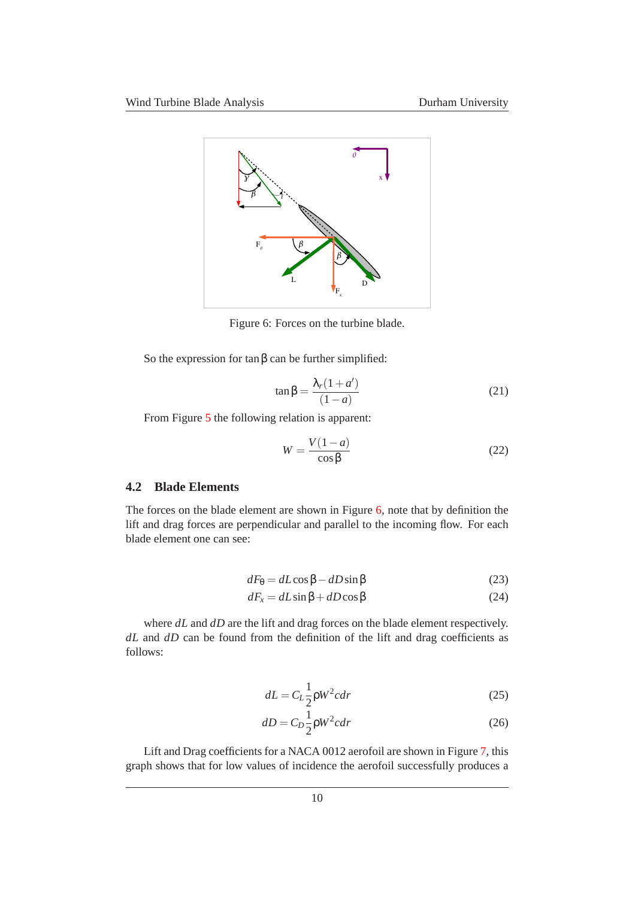Figure 6: Forces on the turbine blade.

So the expression for $\tan\beta$ can be further simplified:

$$\tan\beta = \frac{\lambda_r(1+a')}{(1-a)} \tag{21}$$

From Figure 5 the following relation is apparent:

$$W = \frac{V(1-a)}{\cos\beta} \tag{22}$$

### 4.2 Blade Elements

The forces on the blade element are shown in Figure 6, note that by definition the lift and drag forces are perpendicular and parallel to the incoming flow. For each blade element one can see:

$$dF_\theta = dL\cos\beta - dD\sin\beta \tag{23}$$

$$dF_x = dL\sin\beta + dD\cos\beta \tag{24}$$

where $dL$ and $dD$ are the lift and drag forces on the blade element respectively. $dL$ and $dD$ can be found from the definition of the lift and drag coefficients as follows:

$$dL = C_L\frac{1}{2}\rho W^2 c dr \tag{25}$$

$$dD = C_D\frac{1}{2}\rho W^2 c dr \tag{26}$$

Lift and Drag coefficients for a NACA 0012 aerofoil are shown in Figure 7, this graph shows that for low values of incidence the aerofoil successfully produces a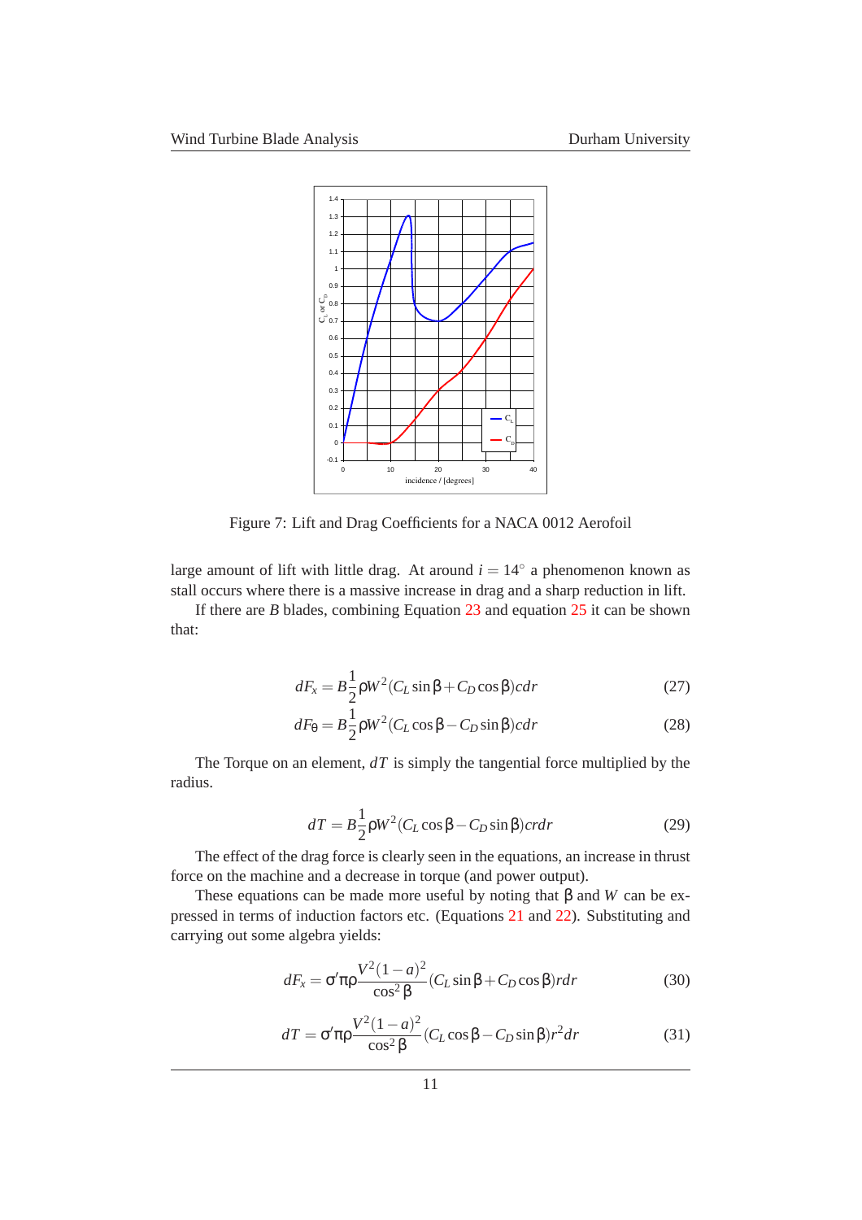Figure 7: Lift and Drag Coefficients for a NACA 0012 Aerofoil

large amount of lift with little drag. At around $i = 14^\circ$ a phenomenon known as stall occurs where there is a massive increase in drag and a sharp reduction in lift.

If there are $B$ blades, combining Equation 23 and equation 25 it can be shown that:

$$dF_x = B\frac{1}{2}\rho W^2 (C_L \sin\beta + C_D \cos\beta) c dr \tag{27}$$

$$dF_\theta = B\frac{1}{2}\rho W^2 (C_L \cos\beta - C_D \sin\beta) c dr \tag{28}$$

The Torque on an element, $dT$ is simply the tangential force multiplied by the radius.

$$dT = B\frac{1}{2}\rho W^2 (C_L \cos\beta - C_D \sin\beta) c r dr \tag{29}$$

The effect of the drag force is clearly seen in the equations, an increase in thrust force on the machine and a decrease in torque (and power output).

These equations can be made more useful by noting that $\beta$ and $W$ can be expressed in terms of induction factors etc. (Equations 21 and 22). Substituting and carrying out some algebra yields:

$$dF_x = \sigma'\pi\rho \frac{V^2(1-a)^2}{\cos^2\beta}(C_L \sin\beta + C_D \cos\beta) r dr \tag{30}$$

$$dT = \sigma'\pi\rho \frac{V^2(1-a)^2}{\cos^2\beta}(C_L \cos\beta - C_D \sin\beta) r^2 dr \tag{31}$$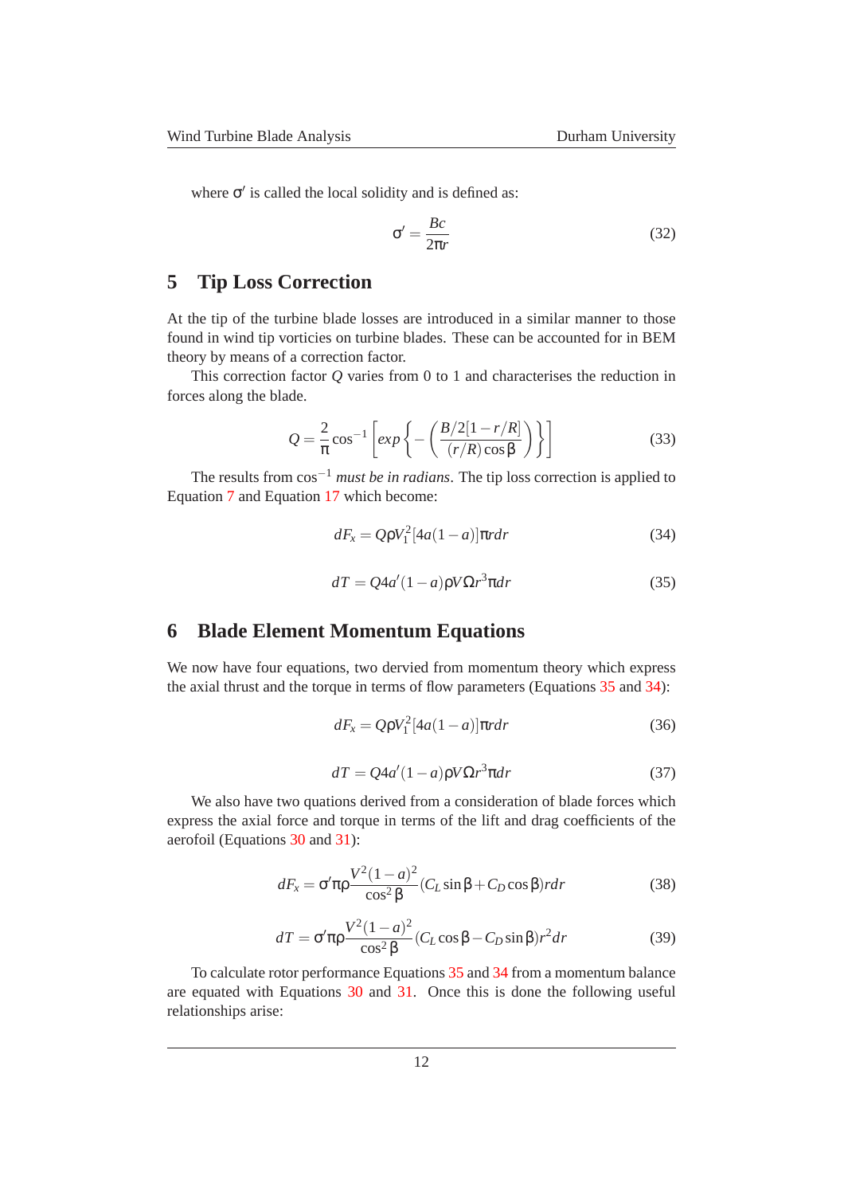where $\sigma'$ is called the local solidity and is defined as:

$$\sigma' = \frac{Bc}{2\pi r} \tag{32}$$

## 5 Tip Loss Correction

At the tip of the turbine blade losses are introduced in a similar manner to those found in wind tip vorticies on turbine blades. These can be accounted for in BEM theory by means of a correction factor.

This correction factor $Q$ varies from 0 to 1 and characterises the reduction in forces along the blade.

$$Q = \frac{2}{\pi}\cos^{-1}\left[exp\left\{-\left(\frac{B/2[1-r/R]}{(r/R)\cos\beta}\right)\right\}\right] \tag{33}$$

The results from $\cos^{-1}$ *must be in radians*. The tip loss correction is applied to Equation 7 and Equation 17 which become:

$$dF_x = Q\rho V_1^2[4a(1-a)]\pi r dr \tag{34}$$

$$dT = Q4a'(1-a)\rho V\Omega r^3\pi dr \tag{35}$$

## 6 Blade Element Momentum Equations

We now have four equations, two dervied from momentum theory which express the axial thrust and the torque in terms of flow parameters (Equations 35 and 34):

$$dF_x = Q\rho V_1^2[4a(1-a)]\pi r dr \tag{36}$$

$$dT = Q4a'(1-a)\rho V\Omega r^3\pi dr \tag{37}$$

We also have two quations derived from a consideration of blade forces which express the axial force and torque in terms of the lift and drag coefficients of the aerofoil (Equations 30 and 31):

$$dF_x = \sigma'\pi\rho\frac{V^2(1-a)^2}{\cos^2\beta}(C_L\sin\beta + C_D\cos\beta)rdr \tag{38}$$

$$dT = \sigma'\pi\rho\frac{V^2(1-a)^2}{\cos^2\beta}(C_L\cos\beta - C_D\sin\beta)r^2dr \tag{39}$$

To calculate rotor performance Equations 35 and 34 from a momentum balance are equated with Equations 30 and 31. Once this is done the following useful relationships arise: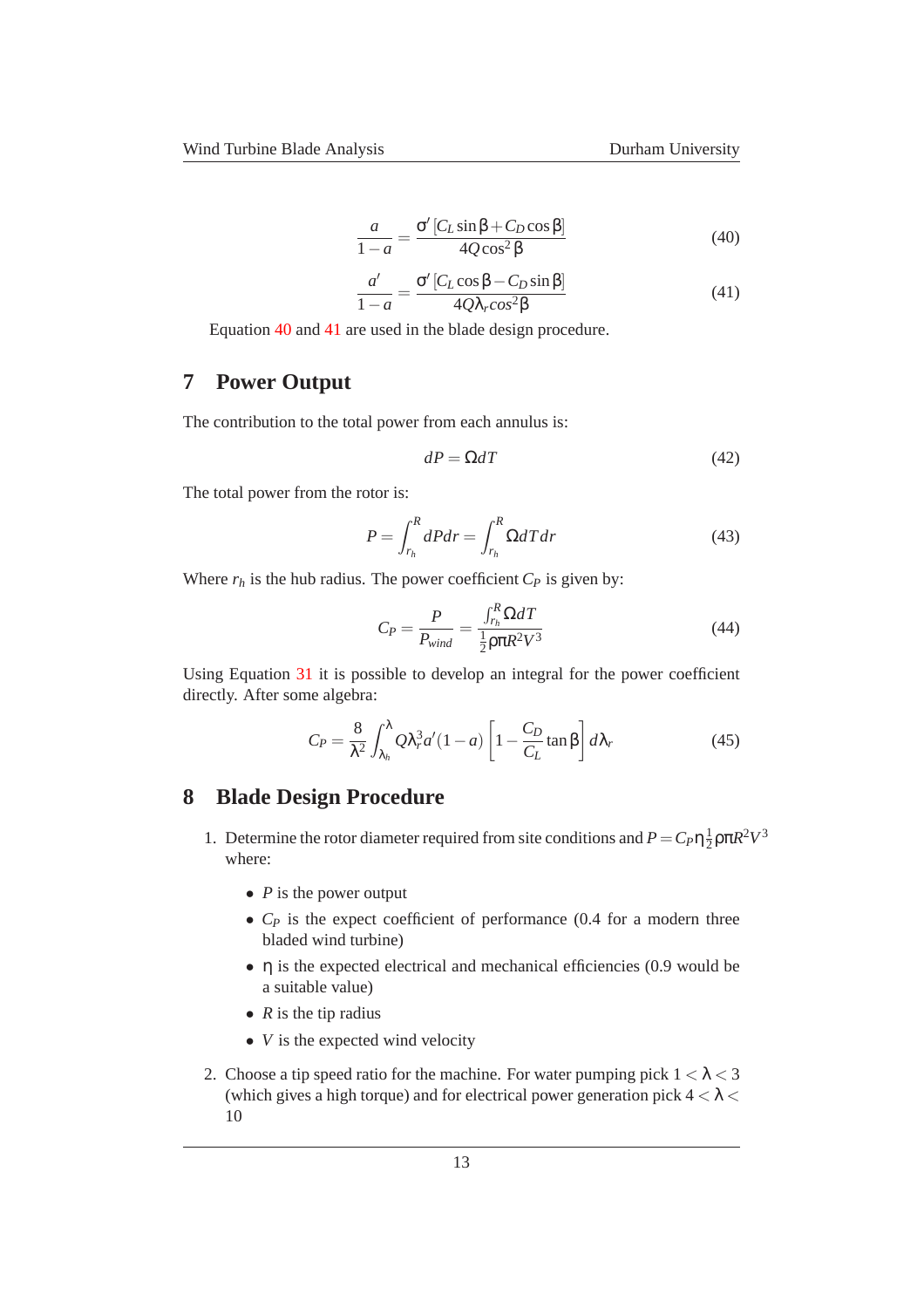$$\frac{a}{1-a} = \frac{\sigma' \left[C_L \sin\beta + C_D \cos\beta\right]}{4Q\cos^2\beta} \tag{40}$$

$$\frac{a'}{1-a} = \frac{\sigma' \left[C_L \cos\beta - C_D \sin\beta\right]}{4Q\lambda_r cos^2\beta} \tag{41}$$

Equation 40 and 41 are used in the blade design procedure.

## 7 Power Output

The contribution to the total power from each annulus is:

$$dP = \Omega dT \tag{42}$$

The total power from the rotor is:

$$P = \int_{r_h}^{R} dP dr = \int_{r_h}^{R} \Omega dT dr \tag{43}$$

Where $r_h$ is the hub radius. The power coefficient $C_P$ is given by:

$$C_P = \frac{P}{P_{wind}} = \frac{\int_{r_h}^{R} \Omega dT}{\frac{1}{2}\rho\pi R^2 V^3} \tag{44}$$

Using Equation 31 it is possible to develop an integral for the power coefficient directly. After some algebra:

$$C_P = \frac{8}{\lambda^2}\int_{\lambda_h}^{\lambda} Q\lambda_r^3 a'(1-a)\left[1 - \frac{C_D}{C_L}\tan\beta\right] d\lambda_r \tag{45}$$

## 8 Blade Design Procedure

1. Determine the rotor diameter required from site conditions and $P = C_P\eta\frac{1}{2}\rho\pi R^2 V^3$ where:
   - $P$ is the power output
   - $C_P$ is the expect coefficient of performance (0.4 for a modern three bladed wind turbine)
   - $\eta$ is the expected electrical and mechanical efficiencies (0.9 would be a suitable value)
   - $R$ is the tip radius
   - $V$ is the expected wind velocity
2. Choose a tip speed ratio for the machine. For water pumping pick $1 < \lambda < 3$ (which gives a high torque) and for electrical power generation pick $4 < \lambda < 10$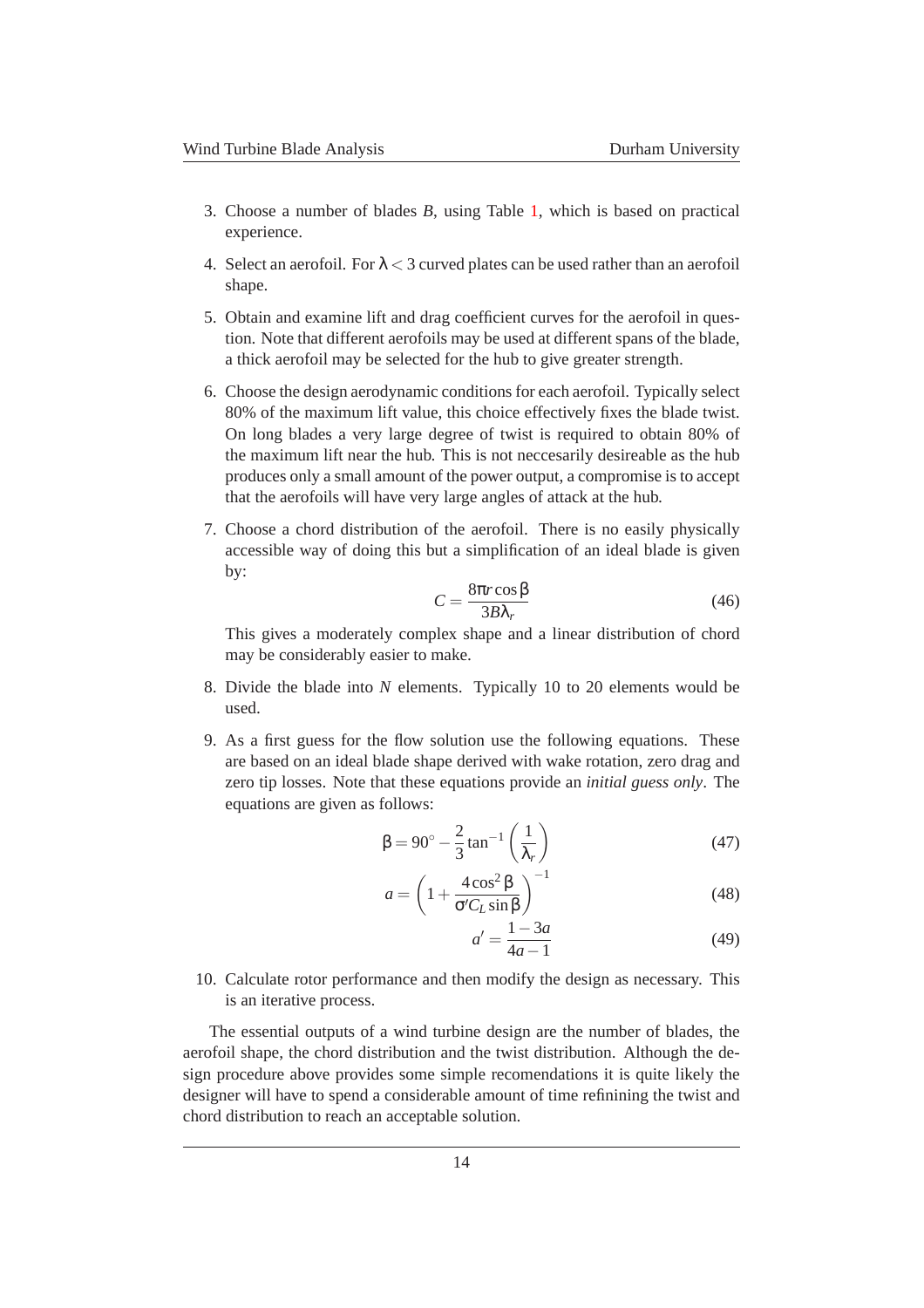3. Choose a number of blades $B$, using Table 1, which is based on practical experience.

4. Select an aerofoil. For $\lambda < 3$ curved plates can be used rather than an aerofoil shape.

5. Obtain and examine lift and drag coefficient curves for the aerofoil in question. Note that different aerofoils may be used at different spans of the blade, a thick aerofoil may be selected for the hub to give greater strength.

6. Choose the design aerodynamic conditions for each aerofoil. Typically select 80% of the maximum lift value, this choice effectively fixes the blade twist. On long blades a very large degree of twist is required to obtain 80% of the maximum lift near the hub. This is not neccesarily desireable as the hub produces only a small amount of the power output, a compromise is to accept that the aerofoils will have very large angles of attack at the hub.

7. Choose a chord distribution of the aerofoil. There is no easily physically accessible way of doing this but a simplification of an ideal blade is given by:
$$C = \frac{8\pi r \cos\beta}{3B\lambda_r} \tag{46}$$
This gives a moderately complex shape and a linear distribution of chord may be considerably easier to make.

8. Divide the blade into $N$ elements. Typically 10 to 20 elements would be used.

9. As a first guess for the flow solution use the following equations. These are based on an ideal blade shape derived with wake rotation, zero drag and zero tip losses. Note that these equations provide an *initial guess only*. The equations are given as follows:
$$\beta = 90^\circ - \frac{2}{3}\tan^{-1}\left(\frac{1}{\lambda_r}\right) \tag{47}$$
$$a = \left(1 + \frac{4\cos^2\beta}{\sigma' C_L \sin\beta}\right)^{-1} \tag{48}$$
$$a' = \frac{1-3a}{4a-1} \tag{49}$$

10. Calculate rotor performance and then modify the design as necessary. This is an iterative process.

The essential outputs of a wind turbine design are the number of blades, the aerofoil shape, the chord distribution and the twist distribution. Although the design procedure above provides some simple recomendations it is quite likely the designer will have to spend a considerable amount of time refinining the twist and chord distribution to reach an acceptable solution.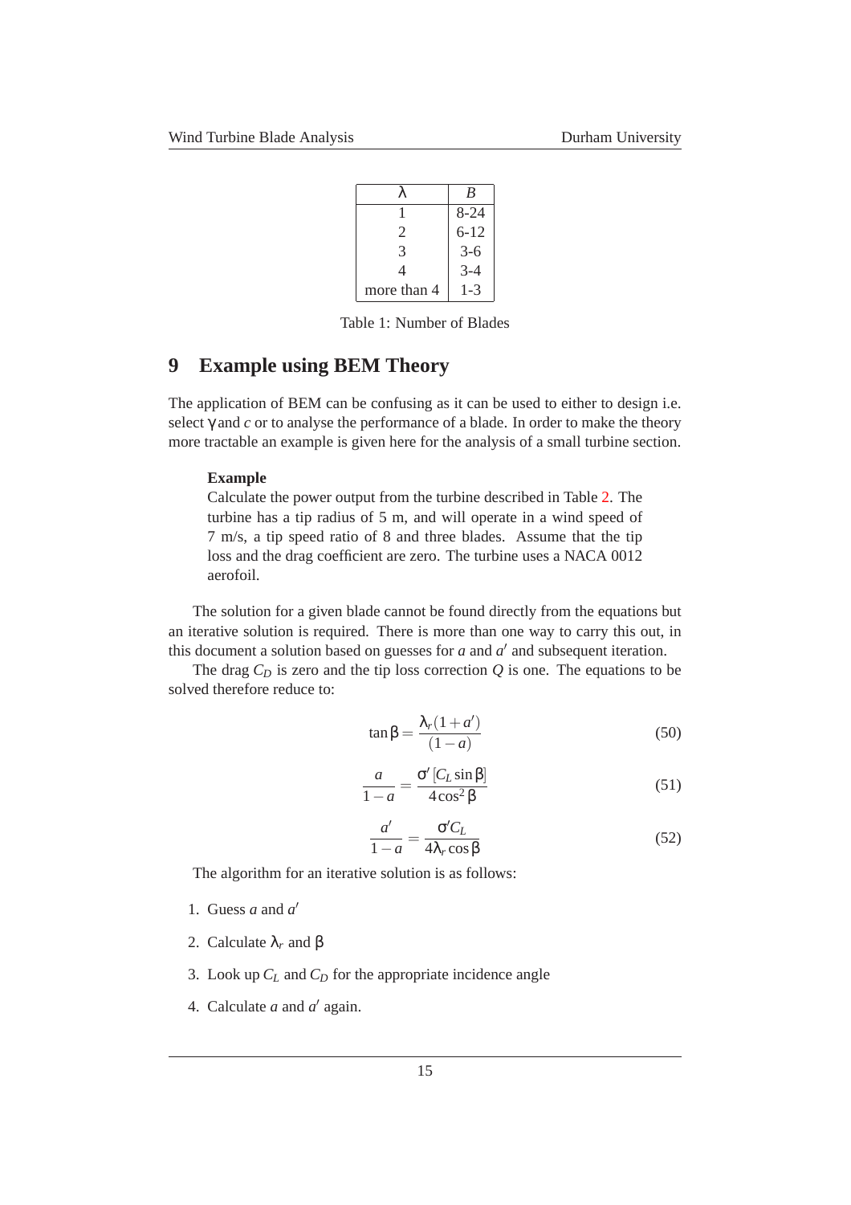| $\lambda$ | $B$ |
|---|---|
| 1 | 8-24 |
| 2 | 6-12 |
| 3 | 3-6 |
| 4 | 3-4 |
| more than 4 | 1-3 |

Table 1: Number of Blades

## 9 Example using BEM Theory

The application of BEM can be confusing as it can be used to either to design i.e. select $\gamma$ and $c$ or to analyse the performance of a blade. In order to make the theory more tractable an example is given here for the analysis of a small turbine section.

> **Example**
> Calculate the power output from the turbine described in Table 2. The turbine has a tip radius of 5 m, and will operate in a wind speed of 7 m/s, a tip speed ratio of 8 and three blades. Assume that the tip loss and the drag coefficient are zero. The turbine uses a NACA 0012 aerofoil.

The solution for a given blade cannot be found directly from the equations but an iterative solution is required. There is more than one way to carry this out, in this document a solution based on guesses for $a$ and $a'$ and subsequent iteration.

The drag $C_D$ is zero and the tip loss correction $Q$ is one. The equations to be solved therefore reduce to:

$$\tan\beta = \frac{\lambda_r(1+a')}{(1-a)} \tag{50}$$

$$\frac{a}{1-a} = \frac{\sigma'\left[C_L \sin\beta\right]}{4\cos^2\beta} \tag{51}$$

$$\frac{a'}{1-a} = \frac{\sigma' C_L}{4\lambda_r \cos\beta} \tag{52}$$

The algorithm for an iterative solution is as follows:

1. Guess $a$ and $a'$
2. Calculate $\lambda_r$ and $\beta$
3. Look up $C_L$ and $C_D$ for the appropriate incidence angle
4. Calculate $a$ and $a'$ again.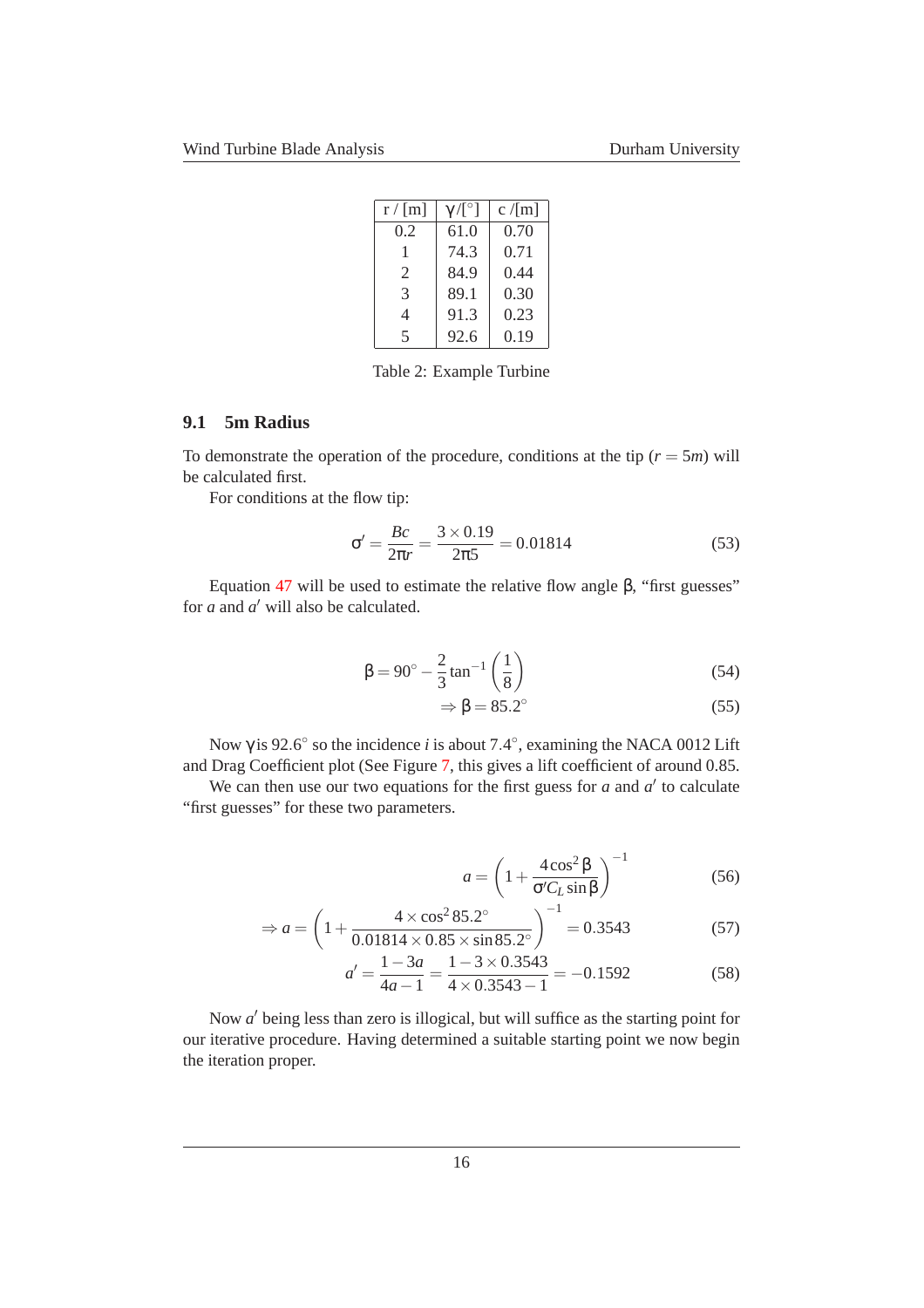| r / [m] | $\gamma$/[°] | c /[m] |
|---|---|---|
| 0.2 | 61.0 | 0.70 |
| 1 | 74.3 | 0.71 |
| 2 | 84.9 | 0.44 |
| 3 | 89.1 | 0.30 |
| 4 | 91.3 | 0.23 |
| 5 | 92.6 | 0.19 |

Table 2: Example Turbine

### 9.1 5m Radius

To demonstrate the operation of the procedure, conditions at the tip ($r = 5m$) will be calculated first.

For conditions at the flow tip:

$$\sigma' = \frac{Bc}{2\pi r} = \frac{3 \times 0.19}{2\pi 5} = 0.01814 \tag{53}$$

Equation 47 will be used to estimate the relative flow angle $\beta$, "first guesses" for $a$ and $a'$ will also be calculated.

$$\beta = 90^{\circ} - \frac{2}{3}\tan^{-1}\left(\frac{1}{8}\right) \tag{54}$$

$$\Rightarrow \beta = 85.2^{\circ} \tag{55}$$

Now $\gamma$ is $92.6^{\circ}$ so the incidence $i$ is about $7.4^{\circ}$, examining the NACA 0012 Lift and Drag Coefficient plot (See Figure 7, this gives a lift coefficient of around 0.85.

We can then use our two equations for the first guess for $a$ and $a'$ to calculate "first guesses" for these two parameters.

$$a = \left(1 + \frac{4\cos^2\beta}{\sigma' C_L \sin\beta}\right)^{-1} \tag{56}$$

$$\Rightarrow a = \left(1 + \frac{4 \times \cos^2 85.2^{\circ}}{0.01814 \times 0.85 \times \sin 85.2^{\circ}}\right)^{-1} = 0.3543 \tag{57}$$

$$a' = \frac{1-3a}{4a-1} = \frac{1 - 3 \times 0.3543}{4 \times 0.3543 - 1} = -0.1592 \tag{58}$$

Now $a'$ being less than zero is illogical, but will suffice as the starting point for our iterative procedure. Having determined a suitable starting point we now begin the iteration proper.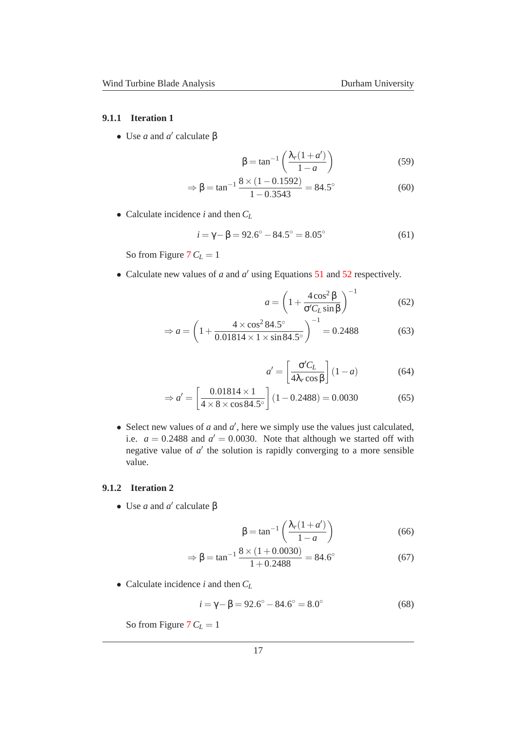### 9.1.1 Iteration 1

- Use $a$ and $a'$ calculate $\beta$

$$\beta = \tan^{-1}\left(\frac{\lambda_r(1+a')}{1-a}\right) \tag{59}$$

$$\Rightarrow \beta = \tan^{-1}\frac{8\times(1-0.1592)}{1-0.3543} = 84.5^{\circ} \tag{60}$$

- Calculate incidence $i$ and then $C_L$

$$i = \gamma - \beta = 92.6^{\circ} - 84.5^{\circ} = 8.05^{\circ} \tag{61}$$

So from Figure 7 $C_L = 1$

- Calculate new values of $a$ and $a'$ using Equations 51 and 52 respectively.

$$a = \left(1 + \frac{4\cos^2\beta}{\sigma' C_L \sin\beta}\right)^{-1} \tag{62}$$

$$\Rightarrow a = \left(1 + \frac{4\times\cos^2 84.5^{\circ}}{0.01814\times 1\times\sin 84.5^{\circ}}\right)^{-1} = 0.2488 \tag{63}$$

$$a' = \left[\frac{\sigma' C_L}{4\lambda_r\cos\beta}\right](1-a) \tag{64}$$

$$\Rightarrow a' = \left[\frac{0.01814\times 1}{4\times 8\times\cos 84.5^{\circ}}\right](1-0.2488) = 0.0030 \tag{65}$$

- Select new values of $a$ and $a'$, here we simply use the values just calculated, i.e. $a = 0.2488$ and $a' = 0.0030$. Note that although we started off with negative value of $a'$ the solution is rapidly converging to a more sensible value.

### 9.1.2 Iteration 2

- Use $a$ and $a'$ calculate $\beta$

$$\beta = \tan^{-1}\left(\frac{\lambda_r(1+a')}{1-a}\right) \tag{66}$$

$$\Rightarrow \beta = \tan^{-1}\frac{8\times(1+0.0030)}{1+0.2488} = 84.6^{\circ} \tag{67}$$

- Calculate incidence $i$ and then $C_L$

$$i = \gamma - \beta = 92.6^{\circ} - 84.6^{\circ} = 8.0^{\circ} \tag{68}$$

So from Figure 7 $C_L = 1$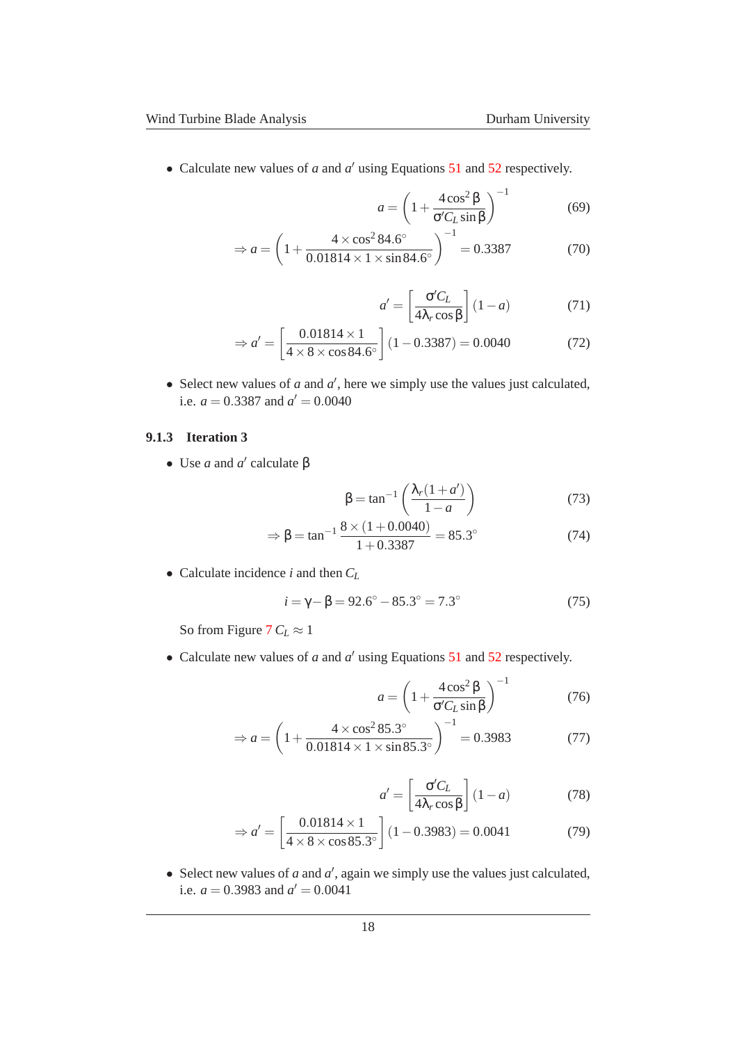- Calculate new values of $a$ and $a'$ using Equations 51 and 52 respectively.

$$a = \left(1 + \frac{4\cos^2\beta}{\sigma' C_L \sin\beta}\right)^{-1} \tag{69}$$

$$\Rightarrow a = \left(1 + \frac{4\times\cos^2 84.6^\circ}{0.01814\times 1\times \sin 84.6^\circ}\right)^{-1} = 0.3387 \tag{70}$$

$$a' = \left[\frac{\sigma' C_L}{4\lambda_r \cos\beta}\right](1-a) \tag{71}$$

$$\Rightarrow a' = \left[\frac{0.01814\times 1}{4\times 8\times \cos 84.6^\circ}\right](1-0.3387) = 0.0040 \tag{72}$$

- Select new values of $a$ and $a'$, here we simply use the values just calculated, i.e. $a = 0.3387$ and $a' = 0.0040$

### 9.1.3 Iteration 3

- Use $a$ and $a'$ calculate $\beta$

$$\beta = \tan^{-1}\left(\frac{\lambda_r(1+a')}{1-a}\right) \tag{73}$$

$$\Rightarrow \beta = \tan^{-1}\frac{8\times(1+0.0040)}{1+0.3387} = 85.3^\circ \tag{74}$$

- Calculate incidence $i$ and then $C_L$

$$i = \gamma - \beta = 92.6^\circ - 85.3^\circ = 7.3^\circ \tag{75}$$

So from Figure 7 $C_L \approx 1$

- Calculate new values of $a$ and $a'$ using Equations 51 and 52 respectively.

$$a = \left(1 + \frac{4\cos^2\beta}{\sigma' C_L \sin\beta}\right)^{-1} \tag{76}$$

$$\Rightarrow a = \left(1 + \frac{4\times\cos^2 85.3^\circ}{0.01814\times 1\times \sin 85.3^\circ}\right)^{-1} = 0.3983 \tag{77}$$

$$a' = \left[\frac{\sigma' C_L}{4\lambda_r \cos\beta}\right](1-a) \tag{78}$$

$$\Rightarrow a' = \left[\frac{0.01814\times 1}{4\times 8\times \cos 85.3^\circ}\right](1-0.3983) = 0.0041 \tag{79}$$

- Select new values of $a$ and $a'$, again we simply use the values just calculated, i.e. $a = 0.3983$ and $a' = 0.0041$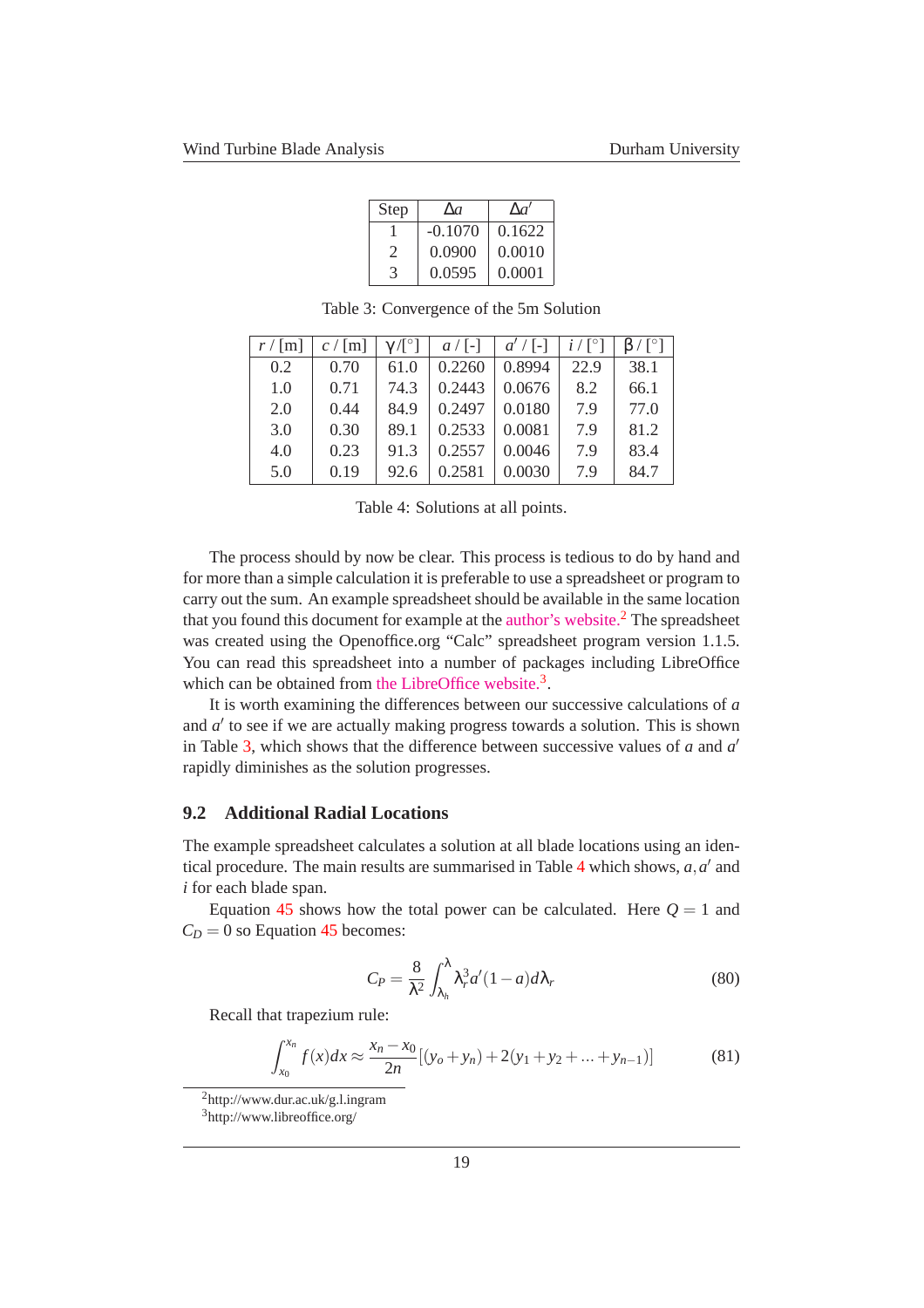| Step | $\Delta a$ | $\Delta a'$ |
|---|---|---|
| 1 | -0.1070 | 0.1622 |
| 2 | 0.0900 | 0.0010 |
| 3 | 0.0595 | 0.0001 |

Table 3: Convergence of the 5m Solution

| $r$ / [m] | $c$ / [m] | $\gamma$/[°] | $a$ / [-] | $a'$ / [-] | $i$ / [°] | $\beta$ / [°] |
|---|---|---|---|---|---|---|
| 0.2 | 0.70 | 61.0 | 0.2260 | 0.8994 | 22.9 | 38.1 |
| 1.0 | 0.71 | 74.3 | 0.2443 | 0.0676 | 8.2 | 66.1 |
| 2.0 | 0.44 | 84.9 | 0.2497 | 0.0180 | 7.9 | 77.0 |
| 3.0 | 0.30 | 89.1 | 0.2533 | 0.0081 | 7.9 | 81.2 |
| 4.0 | 0.23 | 91.3 | 0.2557 | 0.0046 | 7.9 | 83.4 |
| 5.0 | 0.19 | 92.6 | 0.2581 | 0.0030 | 7.9 | 84.7 |

Table 4: Solutions at all points.

The process should by now be clear. This process is tedious to do by hand and for more than a simple calculation it is preferable to use a spreadsheet or program to carry out the sum. An example spreadsheet should be available in the same location that you found this document for example at the author's website.[2] The spreadsheet was created using the Openoffice.org "Calc" spreadsheet program version 1.1.5. You can read this spreadsheet into a number of packages including LibreOffice which can be obtained from the LibreOffice website.[3].

It is worth examining the differences between our successive calculations of $a$ and $a'$ to see if we are actually making progress towards a solution. This is shown in Table 3, which shows that the difference between successive values of $a$ and $a'$ rapidly diminishes as the solution progresses.

### 9.2 Additional Radial Locations

The example spreadsheet calculates a solution at all blade locations using an identical procedure. The main results are summarised in Table 4 which shows, $a, a'$ and $i$ for each blade span.

Equation 45 shows how the total power can be calculated. Here $Q = 1$ and $C_D = 0$ so Equation 45 becomes:

$$C_P = \frac{8}{\lambda^2} \int_{\lambda_h}^{\lambda} \lambda_r^3 a'(1-a) d\lambda_r \tag{80}$$

Recall that trapezium rule:

$$\int_{x_0}^{x_n} f(x)dx \approx \frac{x_n - x_0}{2n} [(y_o + y_n) + 2(y_1 + y_2 + \ldots + y_{n-1})] \tag{81}$$

[2] http://www.dur.ac.uk/g.l.ingram
[3] http://www.libreoffice.org/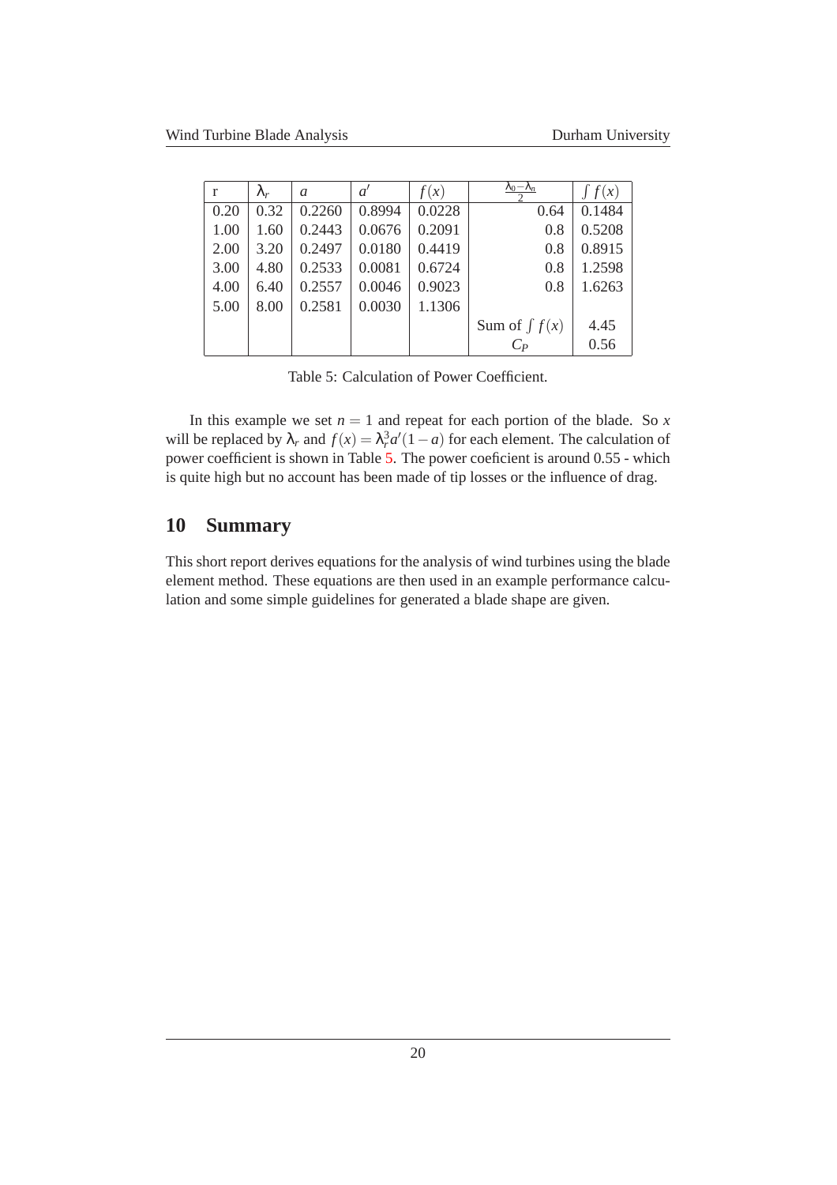| r | $\lambda_r$ | $a$ | $a'$ | $f(x)$ | $\frac{\lambda_0 - \lambda_n}{2}$ | $\int f(x)$ |
|---|---|---|---|---|---|---|
| 0.20 | 0.32 | 0.2260 | 0.8994 | 0.0228 | 0.64 | 0.1484 |
| 1.00 | 1.60 | 0.2443 | 0.0676 | 0.2091 | 0.8 | 0.5208 |
| 2.00 | 3.20 | 0.2497 | 0.0180 | 0.4419 | 0.8 | 0.8915 |
| 3.00 | 4.80 | 0.2533 | 0.0081 | 0.6724 | 0.8 | 1.2598 |
| 4.00 | 6.40 | 0.2557 | 0.0046 | 0.9023 | 0.8 | 1.6263 |
| 5.00 | 8.00 | 0.2581 | 0.0030 | 1.1306 | | |
| | | | | | Sum of $\int f(x)$ | 4.45 |
| | | | | | $C_P$ | 0.56 |

Table 5: Calculation of Power Coefficient.

In this example we set $n = 1$ and repeat for each portion of the blade. So $x$ will be replaced by $\lambda_r$ and $f(x) = \lambda_r^3 a'(1-a)$ for each element. The calculation of power coefficient is shown in Table 5. The power coeficient is around 0.55 - which is quite high but no account has been made of tip losses or the influence of drag.

# 10 Summary

This short report derives equations for the analysis of wind turbines using the blade element method. These equations are then used in an example performance calculation and some simple guidelines for generated a blade shape are given.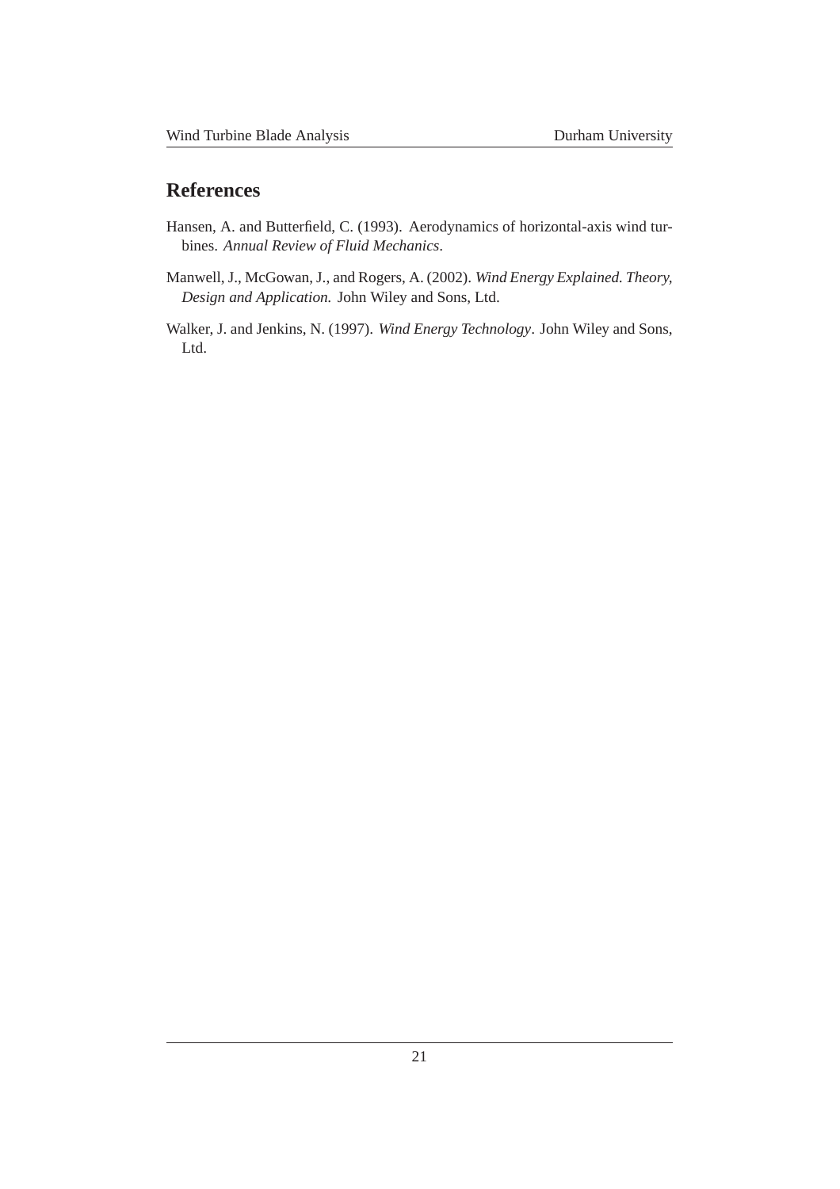# References

Hansen, A. and Butterfield, C. (1993). Aerodynamics of horizontal-axis wind turbines. *Annual Review of Fluid Mechanics*.

Manwell, J., McGowan, J., and Rogers, A. (2002). *Wind Energy Explained. Theory, Design and Application.* John Wiley and Sons, Ltd.

Walker, J. and Jenkins, N. (1997). *Wind Energy Technology*. John Wiley and Sons, Ltd.